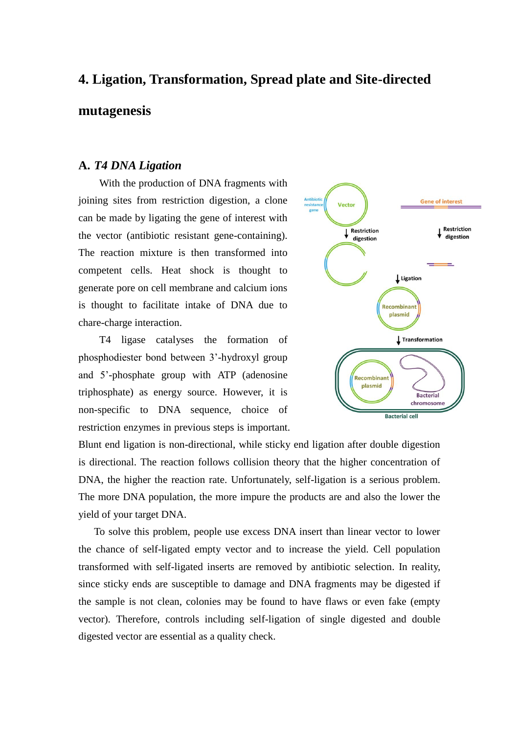# 4. Ligation, Transformation, Spread plate and Site-directed mutagenesis

## A. *T4 DNA Ligation*

With the production of DNA fragments with joining sites from restriction digestion, a clone can be made by ligating the gene of interest with the vector (antibiotic resistant gene-containing). The reaction mixture is then transformed into competent cells. Heat shock is thought to generate pore on cell membrane and calcium ions is thought to facilitate intake of DNA due to chare-charge interaction.

T4 ligase catalyses the formation of phosphodiester bond between 3'-hydroxyl group and 5'-phosphate group with ATP (adenosine triphosphate) as energy source. However, it is non-specific to DNA sequence, choice of restriction enzymes in previous steps is important. Blunt end ligation is non-directional, while sticky end ligation after double digestion is directional. The reaction follows collision theory that the higher concentration of DNA, the higher the reaction rate. Unfortunately, self-ligation is a serious problem. The more DNA population, the more impure the products are and also the lower the yield of your target DNA.

To solve this problem, people use excess DNA insert than linear vector to lower the chance of self-ligated empty vector and to increase the yield. Cell population transformed with self-ligated inserts are removed by antibiotic selection. In reality, since sticky ends are susceptible to damage and DNA fragments may be digested if the sample is not clean, colonies may be found to have flaws or even fake (empty vector). Therefore, controls including self-ligation of single digested and double digested vector are essential as a quality check.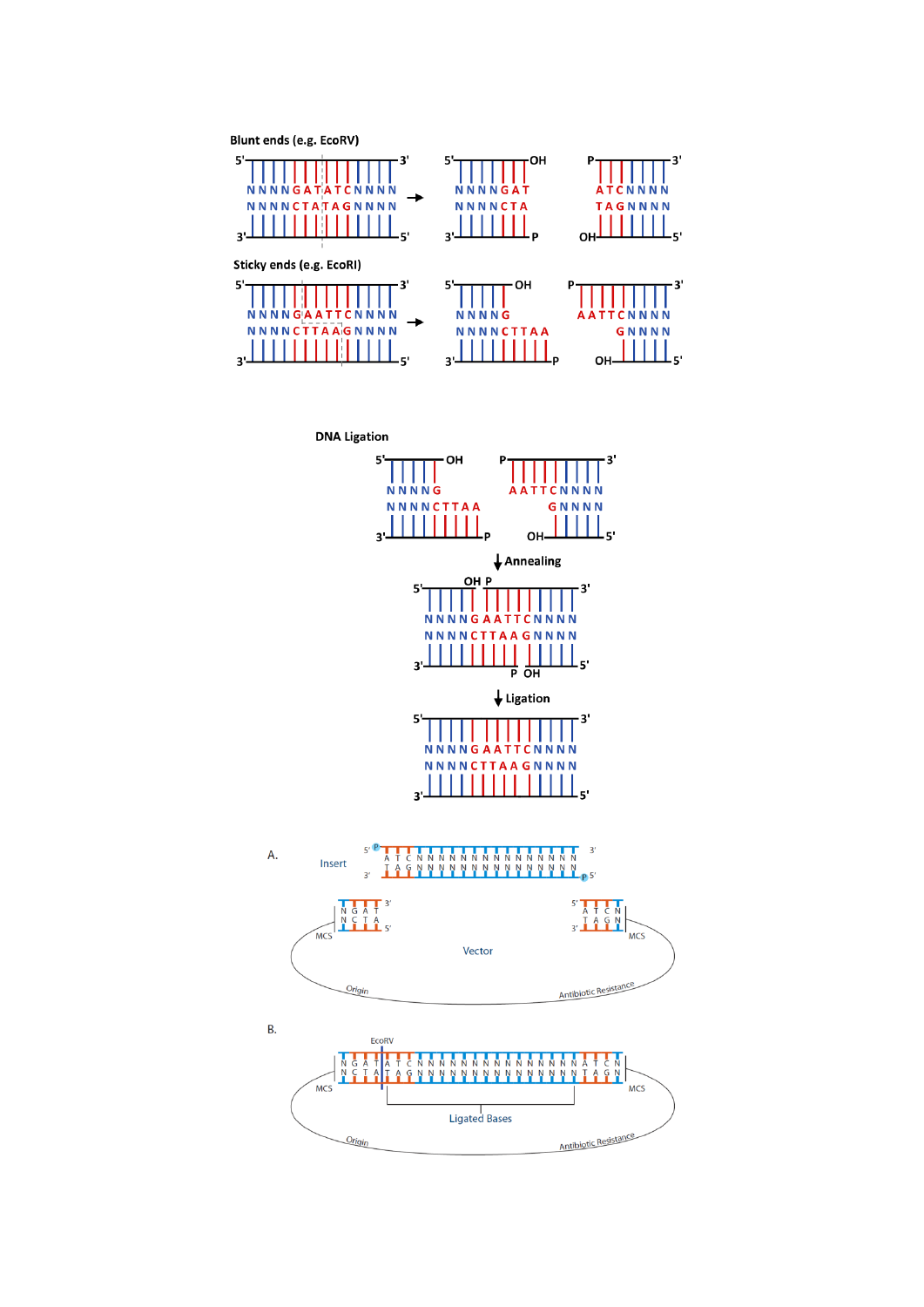**Blunt ends (e.g. EcoRV)**

```
5'                    3'       5'          OH      P           3'
NNNNGATATCNNNN           →     NNNNGAT             ATCNNNN
NNNNCTATAGNNNN                 NNNNCTA             TAGNNNN
3'                    5'       3'          P       OH          5'
```

**Sticky ends (e.g. EcoRI)**

```
5'                    3'       5'          OH      P           3'
NNNNGAATTCNNNN           →     NNNNG               AATTCNNNN
NNNNCTTAAGNNNN                 NNNNCTTAA               GNNNN
3'                    5'       3'          P       OH          5'
```

**DNA Ligation**

```
5'          OH      P           3'
NNNNG               AATTCNNNN
NNNNCTTAA               GNNNN
3'          P       OH          5'
```

↓ Annealing

```
5'        OH P        3'
NNNNGAATTCNNNN
NNNNCTTAAGNNNN
3'         P OH       5'
```

↓ Ligation

```
5'                    3'
NNNNGAATTCNNNN
NNNNCTTAAGNNNN
3'                    5'
```

A.

Insert

```
5' P ATCNNNNNNNNNNNNNNNNN    3'
3'   TAGNNNNNNNNNNNNNNNNN  P 5'
```

```
NGAT  3'          5'  ATCN
NCTA  5'          3'  TAGN
```

MCS    Vector    MCS

Origin    Antibiotic Resistance

B.

EcoRV

```
NGATATCNNNNNNNNNNNNNNNNATCN
NCTATAGNNNNNNNNNNNNNNNNTAGN
```

MCS    Ligated Bases    MCS

Origin    Antibiotic Resistance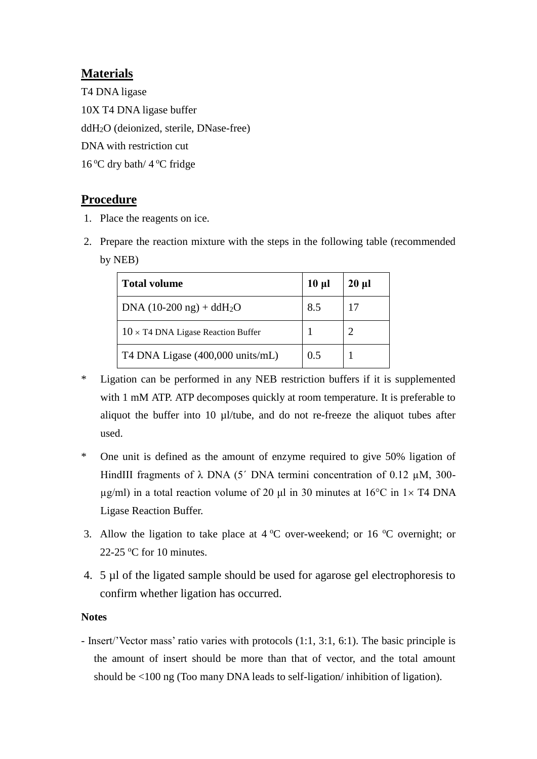## Materials

T4 DNA ligase

10X T4 DNA ligase buffer

$ddH_2O$ (deionized, sterile, DNase-free)

DNA with restriction cut

16 $^oC$ dry bath/ 4 $^oC$ fridge

## Procedure

1. Place the reagents on ice.
2. Prepare the reaction mixture with the steps in the following table (recommended by NEB)

| Total volume | 10 µl | 20 µl |
|---|---|---|
| DNA (10-200 ng) + $ddH_2O$ | 8.5 | 17 |
| 10 × T4 DNA Ligase Reaction Buffer | 1 | 2 |
| T4 DNA Ligase (400,000 units/mL) | 0.5 | 1 |

\* Ligation can be performed in any NEB restriction buffers if it is supplemented with 1 mM ATP. ATP decomposes quickly at room temperature. It is preferable to aliquot the buffer into 10 µl/tube, and do not re-freeze the aliquot tubes after used.

\* One unit is defined as the amount of enzyme required to give 50% ligation of HindIII fragments of λ DNA (5´ DNA termini concentration of 0.12 µM, 300-µg/ml) in a total reaction volume of 20 µl in 30 minutes at 16°C in 1× T4 DNA Ligase Reaction Buffer.

3. Allow the ligation to take place at 4 $^oC$ over-weekend; or 16 $^oC$ overnight; or 22-25 $^oC$ for 10 minutes.
4. 5 µl of the ligated sample should be used for agarose gel electrophoresis to confirm whether ligation has occurred.

**Notes**

- Insert/'Vector mass' ratio varies with protocols (1:1, 3:1, 6:1). The basic principle is the amount of insert should be more than that of vector, and the total amount should be <100 ng (Too many DNA leads to self-ligation/ inhibition of ligation).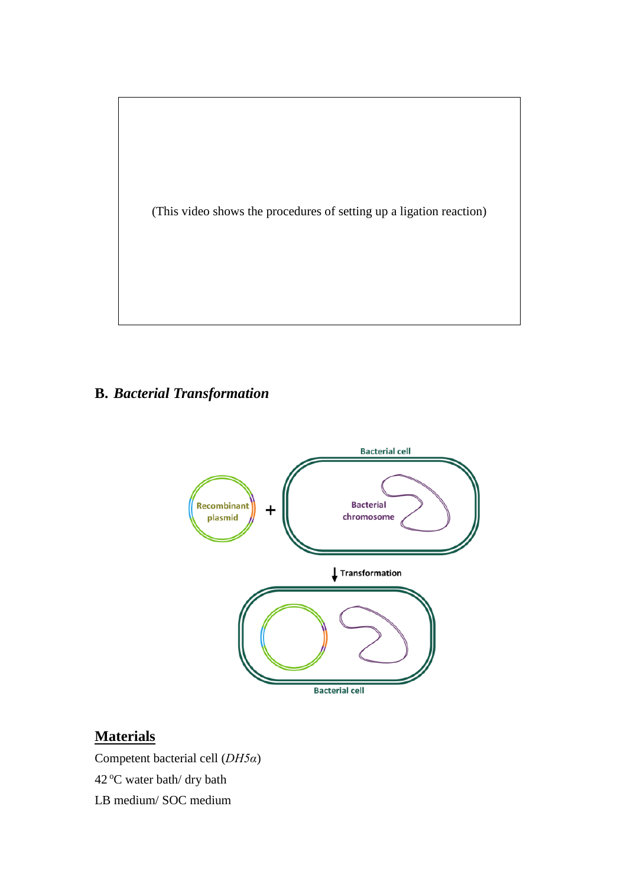(This video shows the procedures of setting up a ligation reaction)

## B. *Bacterial Transformation*

Bacterial cell

Recombinant plasmid + Bacterial chromosome

Transformation

Bacterial cell

## Materials

Competent bacterial cell (*DH5α*)

42 °C water bath/ dry bath

LB medium/ SOC medium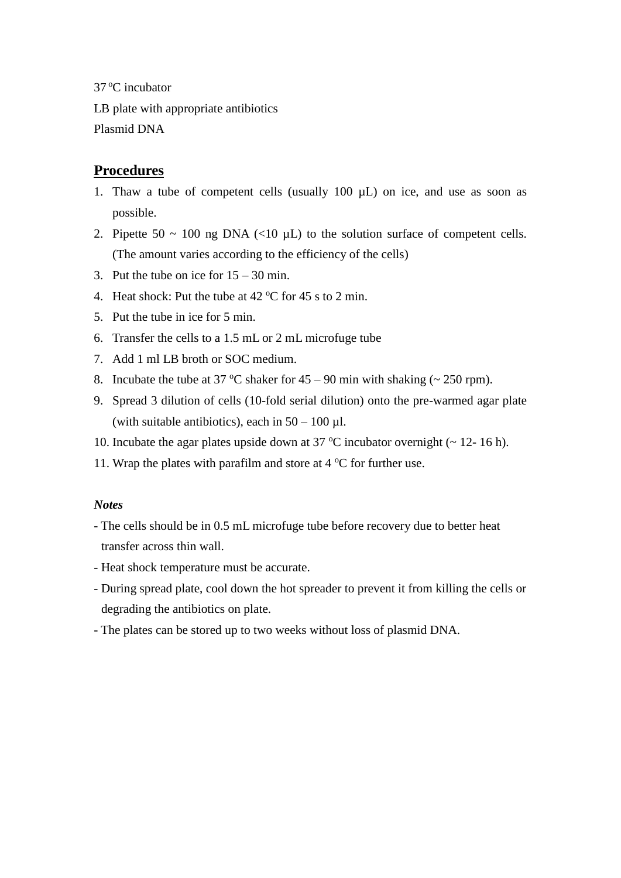37 $^{o}$C incubator

LB plate with appropriate antibiotics

Plasmid DNA

## Procedures

1. Thaw a tube of competent cells (usually 100 µL) on ice, and use as soon as possible.
2. Pipette 50 ~ 100 ng DNA (<10 µL) to the solution surface of competent cells. (The amount varies according to the efficiency of the cells)
3. Put the tube on ice for 15 – 30 min.
4. Heat shock: Put the tube at 42 $^{o}$C for 45 s to 2 min.
5. Put the tube in ice for 5 min.
6. Transfer the cells to a 1.5 mL or 2 mL microfuge tube
7. Add 1 ml LB broth or SOC medium.
8. Incubate the tube at 37 $^{o}$C shaker for 45 – 90 min with shaking (~ 250 rpm).
9. Spread 3 dilution of cells (10-fold serial dilution) onto the pre-warmed agar plate (with suitable antibiotics), each in 50 – 100 µl.
10. Incubate the agar plates upside down at 37 $^{o}$C incubator overnight (~ 12- 16 h).
11. Wrap the plates with parafilm and store at 4 $^{o}$C for further use.

***Notes***

- The cells should be in 0.5 mL microfuge tube before recovery due to better heat transfer across thin wall.
- Heat shock temperature must be accurate.
- During spread plate, cool down the hot spreader to prevent it from killing the cells or degrading the antibiotics on plate.
- The plates can be stored up to two weeks without loss of plasmid DNA.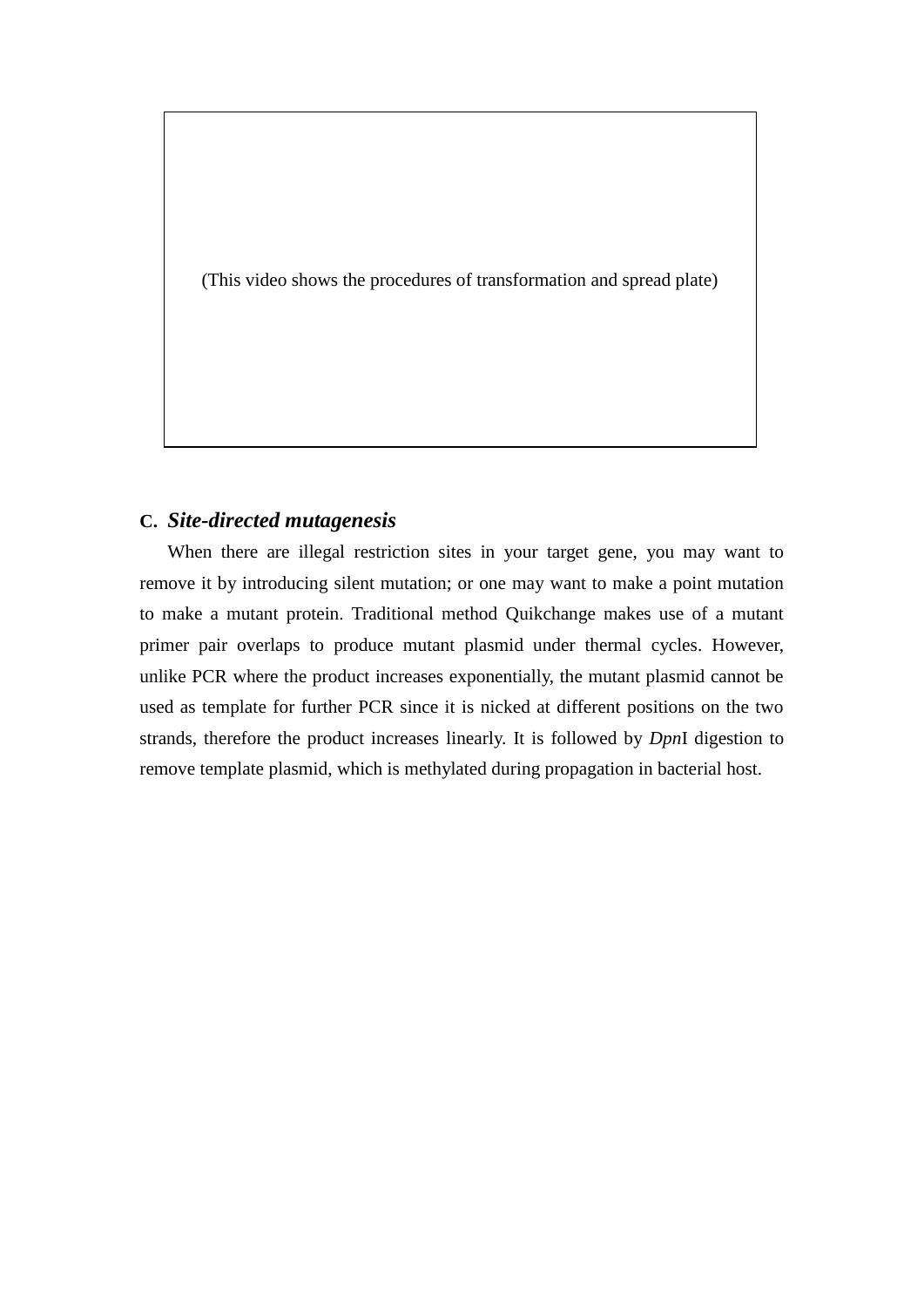(This video shows the procedures of transformation and spread plate)

### C. *Site-directed mutagenesis*

When there are illegal restriction sites in your target gene, you may want to remove it by introducing silent mutation; or one may want to make a point mutation to make a mutant protein. Traditional method Quikchange makes use of a mutant primer pair overlaps to produce mutant plasmid under thermal cycles. However, unlike PCR where the product increases exponentially, the mutant plasmid cannot be used as template for further PCR since it is nicked at different positions on the two strands, therefore the product increases linearly. It is followed by *Dpn*I digestion to remove template plasmid, which is methylated during propagation in bacterial host.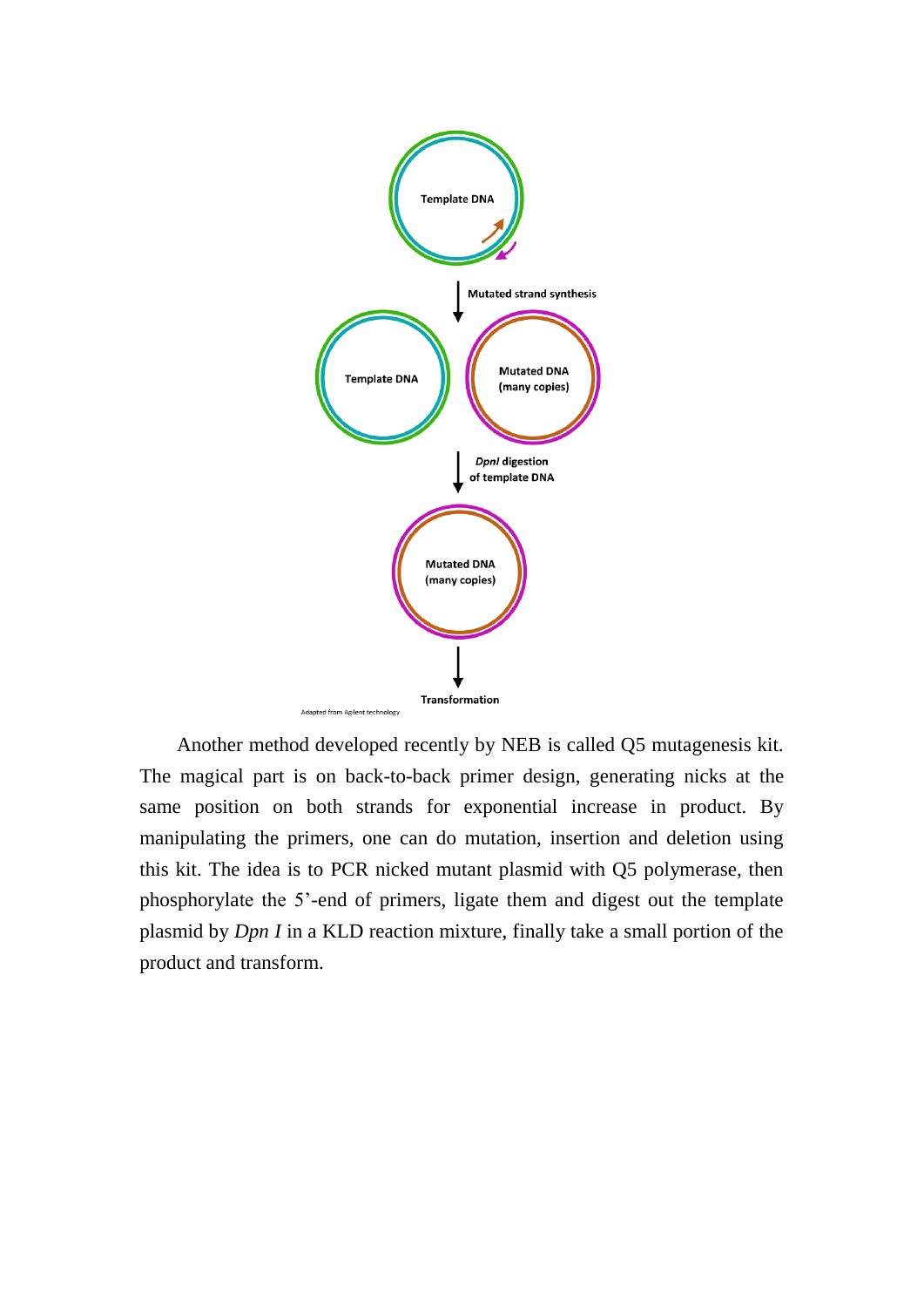Template DNA

Mutated strand synthesis

Template DNA

Mutated DNA (many copies)

*DpnI* digestion of template DNA

Mutated DNA (many copies)

Transformation

Adapted from Agilent technology

Another method developed recently by NEB is called Q5 mutagenesis kit. The magical part is on back-to-back primer design, generating nicks at the same position on both strands for exponential increase in product. By manipulating the primers, one can do mutation, insertion and deletion using this kit. The idea is to PCR nicked mutant plasmid with Q5 polymerase, then phosphorylate the 5'-end of primers, ligate them and digest out the template plasmid by *Dpn I* in a KLD reaction mixture, finally take a small portion of the product and transform.